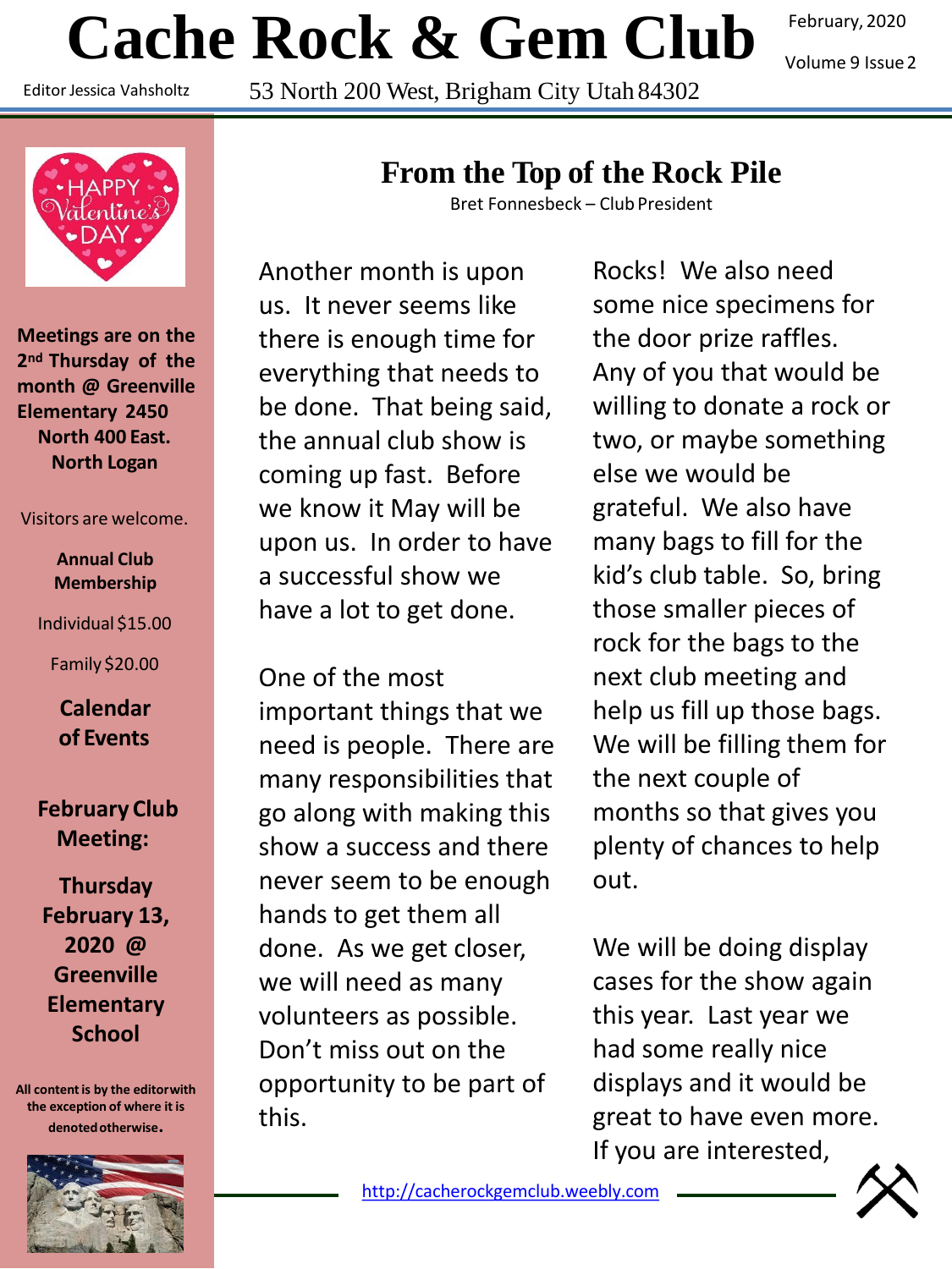# Cache Rock & Gem Club

February, 2020

Volume 9 Issue 2

Editor Jessica Vahsholtz

53 North 200 West, Brigham City Utah 84302

**Meetings are on the 2nd Thursday of the month @ Greenville Elementary 2450 North 400 East. North Logan**

Visitors are welcome.

**Annual Club Membership**

Individual $15.00

Family $20.00

**Calendar of Events**

**February Club Meeting:**

**Thursday February 13, 2020 @ Greenville Elementary School**

**All content is by the editor with the exception of where it is denoted otherwise.**

## From the Top of the Rock Pile

Bret Fonnesbeck – Club President

Another month is upon us. It never seems like there is enough time for everything that needs to be done. That being said, the annual club show is coming up fast. Before we know it May will be upon us. In order to have a successful show we have a lot to get done.

One of the most important things that we need is people. There are many responsibilities that go along with making this show a success and there never seem to be enough hands to get them all done. As we get closer, we will need as many volunteers as possible. Don't miss out on the opportunity to be part of this.

Rocks! We also need some nice specimens for the door prize raffles. Any of you that would be willing to donate a rock or two, or maybe something else we would be grateful. We also have many bags to fill for the kid's club table. So, bring those smaller pieces of rock for the bags to the next club meeting and help us fill up those bags. We will be filling them for the next couple of months so that gives you plenty of chances to help out.

We will be doing display cases for the show again this year. Last year we had some really nice displays and it would be great to have even more. If you are interested,

http://cacherockgemclub.weebly.com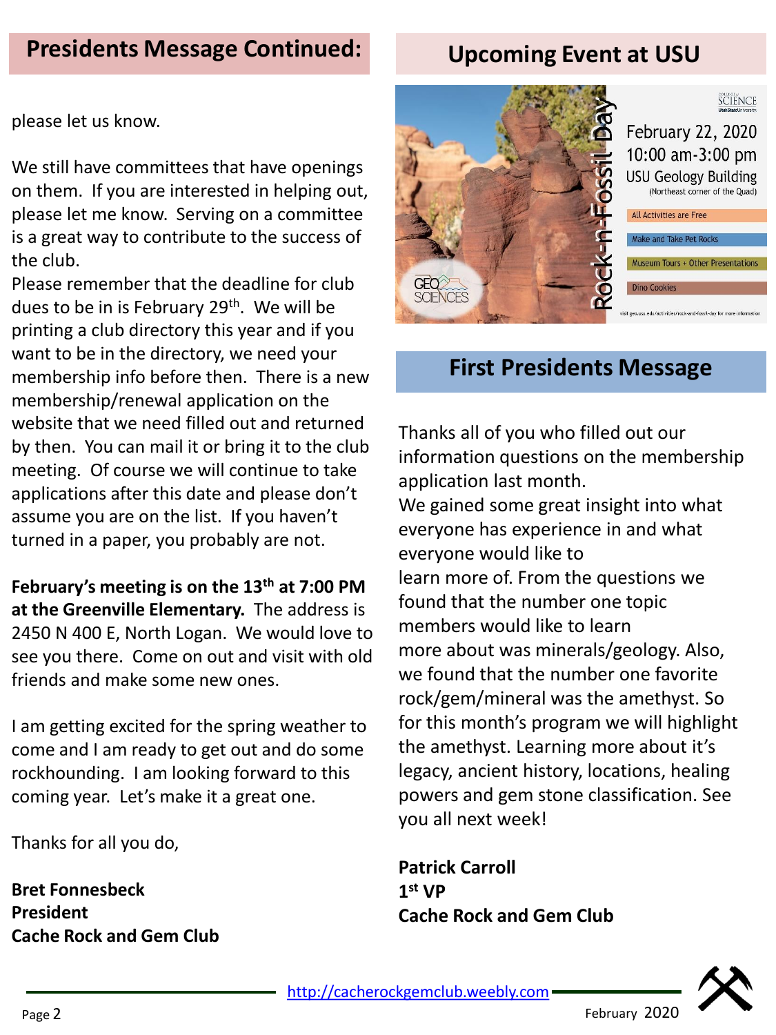## Presidents Message Continued:

please let us know.

We still have committees that have openings on them. If you are interested in helping out, please let me know. Serving on a committee is a great way to contribute to the success of the club.

Please remember that the deadline for club dues to be in is February 29th. We will be printing a club directory this year and if you want to be in the directory, we need your membership info before then. There is a new membership/renewal application on the website that we need filled out and returned by then. You can mail it or bring it to the club meeting. Of course we will continue to take applications after this date and please don't assume you are on the list. If you haven't turned in a paper, you probably are not.

**February's meeting is on the 13th at 7:00 PM at the Greenville Elementary.** The address is 2450 N 400 E, North Logan. We would love to see you there. Come on out and visit with old friends and make some new ones.

I am getting excited for the spring weather to come and I am ready to get out and do some rockhounding. I am looking forward to this coming year. Let's make it a great one.

Thanks for all you do,

**Bret Fonnesbeck**
**President**
**Cache Rock and Gem Club**

## Upcoming Event at USU

Rock-n-Fossil Day

February 22, 2020
10:00 am-3:00 pm
USU Geology Building
(Northeast corner of the Quad)

- All Activities are Free
- Make and Take Pet Rocks
- Museum Tours + Other Presentations
- Dino Cookies

visit geo.usu.edu/activities/rock-and-fossil-day for more information

## First Presidents Message

Thanks all of you who filled out our information questions on the membership application last month.

We gained some great insight into what everyone has experience in and what everyone would like to learn more of. From the questions we found that the number one topic members would like to learn more about was minerals/geology. Also, we found that the number one favorite rock/gem/mineral was the amethyst. So for this month's program we will highlight the amethyst. Learning more about it's legacy, ancient history, locations, healing powers and gem stone classification. See you all next week!

**Patrick Carroll**
**1st VP**
**Cache Rock and Gem Club**

http://cacherockgemclub.weebly.com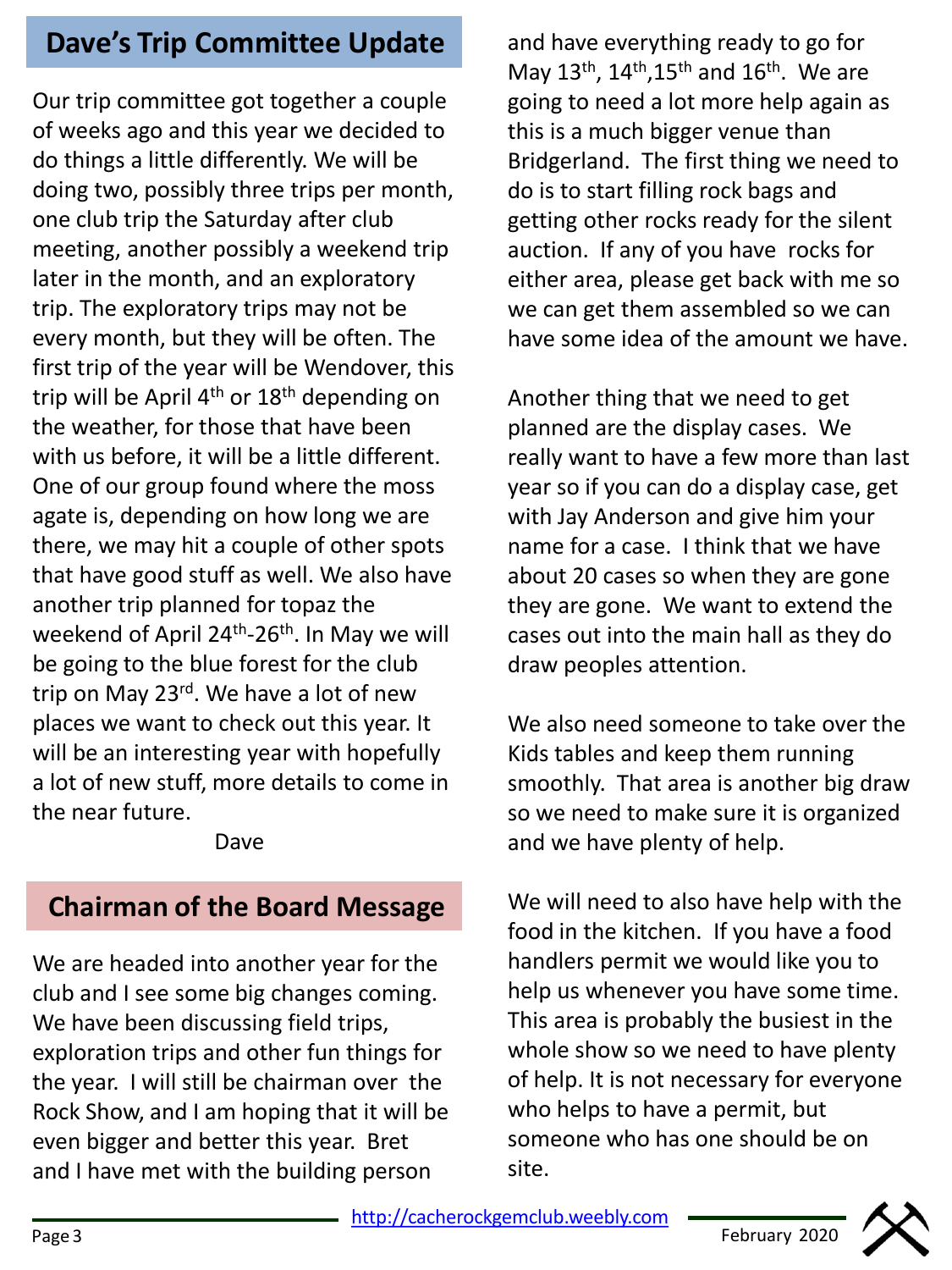## Dave's Trip Committee Update

Our trip committee got together a couple of weeks ago and this year we decided to do things a little differently. We will be doing two, possibly three trips per month, one club trip the Saturday after club meeting, another possibly a weekend trip later in the month, and an exploratory trip. The exploratory trips may not be every month, but they will be often. The first trip of the year will be Wendover, this trip will be April 4th or 18th depending on the weather, for those that have been with us before, it will be a little different. One of our group found where the moss agate is, depending on how long we are there, we may hit a couple of other spots that have good stuff as well. We also have another trip planned for topaz the weekend of April 24th-26th. In May we will be going to the blue forest for the club trip on May 23rd. We have a lot of new places we want to check out this year. It will be an interesting year with hopefully a lot of new stuff, more details to come in the near future.

Dave

## Chairman of the Board Message

We are headed into another year for the club and I see some big changes coming. We have been discussing field trips, exploration trips and other fun things for the year. I will still be chairman over the Rock Show, and I am hoping that it will be even bigger and better this year. Bret and I have met with the building person and have everything ready to go for May 13th, 14th,15th and 16th. We are going to need a lot more help again as this is a much bigger venue than Bridgerland. The first thing we need to do is to start filling rock bags and getting other rocks ready for the silent auction. If any of you have rocks for either area, please get back with me so we can get them assembled so we can have some idea of the amount we have.

Another thing that we need to get planned are the display cases. We really want to have a few more than last year so if you can do a display case, get with Jay Anderson and give him your name for a case. I think that we have about 20 cases so when they are gone they are gone. We want to extend the cases out into the main hall as they do draw peoples attention.

We also need someone to take over the Kids tables and keep them running smoothly. That area is another big draw so we need to make sure it is organized and we have plenty of help.

We will need to also have help with the food in the kitchen. If you have a food handlers permit we would like you to help us whenever you have some time. This area is probably the busiest in the whole show so we need to have plenty of help. It is not necessary for everyone who helps to have a permit, but someone who has one should be on site.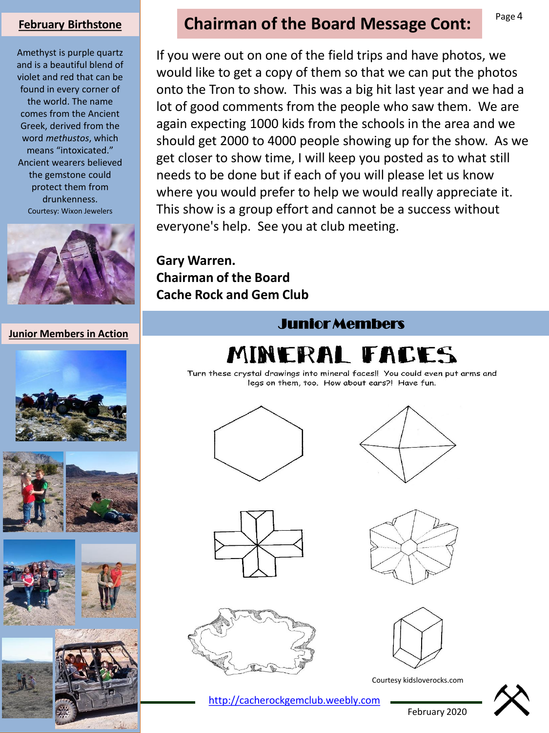## February Birthstone

Amethyst is purple quartz and is a beautiful blend of violet and red that can be found in every corner of the world. The name comes from the Ancient Greek, derived from the word *methustos*, which means "intoxicated." Ancient wearers believed the gemstone could protect them from drunkenness.

Courtesy: Wixon Jewelers

## Junior Members in Action

## Chairman of the Board Message Cont:

If you were out on one of the field trips and have photos, we would like to get a copy of them so that we can put the photos onto the Tron to show. This was a big hit last year and we had a lot of good comments from the people who saw them. We are again expecting 1000 kids from the schools in the area and we should get 2000 to 4000 people showing up for the show. As we get closer to show time, I will keep you posted as to what still needs to be done but if each of you will please let us know where you would prefer to help we would really appreciate it. This show is a group effort and cannot be a success without everyone's help. See you at club meeting.

**Gary Warren.**
**Chairman of the Board**
**Cache Rock and Gem Club**

## Junior Members

### MINERAL FACES

Turn these crystal drawings into mineral faces!! You could even put arms and legs on them, too. How about ears?! Have fun.

Courtesy kidsloverocks.com

http://cacherockgemclub.weebly.com

February 2020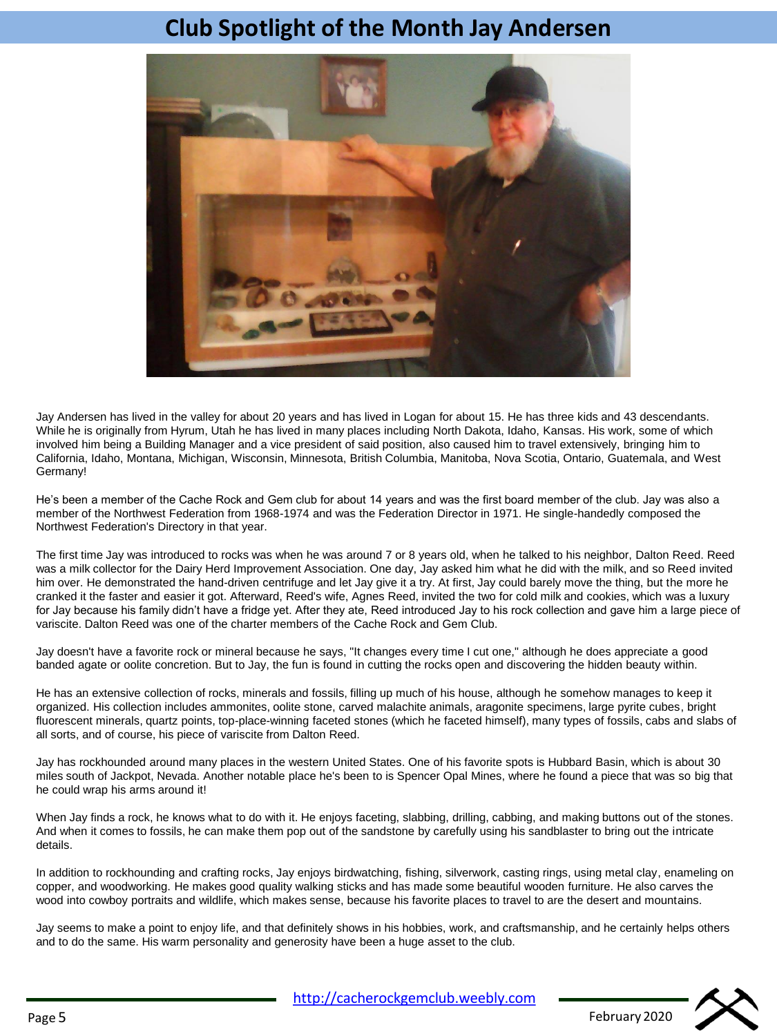# Club Spotlight of the Month Jay Andersen

Jay Andersen has lived in the valley for about 20 years and has lived in Logan for about 15. He has three kids and 43 descendants. While he is originally from Hyrum, Utah he has lived in many places including North Dakota, Idaho, Kansas. His work, some of which involved him being a Building Manager and a vice president of said position, also caused him to travel extensively, bringing him to California, Idaho, Montana, Michigan, Wisconsin, Minnesota, British Columbia, Manitoba, Nova Scotia, Ontario, Guatemala, and West Germany!

He's been a member of the Cache Rock and Gem club for about 14 years and was the first board member of the club. Jay was also a member of the Northwest Federation from 1968-1974 and was the Federation Director in 1971. He single-handedly composed the Northwest Federation's Directory in that year.

The first time Jay was introduced to rocks was when he was around 7 or 8 years old, when he talked to his neighbor, Dalton Reed. Reed was a milk collector for the Dairy Herd Improvement Association. One day, Jay asked him what he did with the milk, and so Reed invited him over. He demonstrated the hand-driven centrifuge and let Jay give it a try. At first, Jay could barely move the thing, but the more he cranked it the faster and easier it got. Afterward, Reed's wife, Agnes Reed, invited the two for cold milk and cookies, which was a luxury for Jay because his family didn't have a fridge yet. After they ate, Reed introduced Jay to his rock collection and gave him a large piece of variscite. Dalton Reed was one of the charter members of the Cache Rock and Gem Club.

Jay doesn't have a favorite rock or mineral because he says, "It changes every time I cut one," although he does appreciate a good banded agate or oolite concretion. But to Jay, the fun is found in cutting the rocks open and discovering the hidden beauty within.

He has an extensive collection of rocks, minerals and fossils, filling up much of his house, although he somehow manages to keep it organized. His collection includes ammonites, oolite stone, carved malachite animals, aragonite specimens, large pyrite cubes, bright fluorescent minerals, quartz points, top-place-winning faceted stones (which he faceted himself), many types of fossils, cabs and slabs of all sorts, and of course, his piece of variscite from Dalton Reed.

Jay has rockhounded around many places in the western United States. One of his favorite spots is Hubbard Basin, which is about 30 miles south of Jackpot, Nevada. Another notable place he's been to is Spencer Opal Mines, where he found a piece that was so big that he could wrap his arms around it!

When Jay finds a rock, he knows what to do with it. He enjoys faceting, slabbing, drilling, cabbing, and making buttons out of the stones. And when it comes to fossils, he can make them pop out of the sandstone by carefully using his sandblaster to bring out the intricate details.

In addition to rockhounding and crafting rocks, Jay enjoys birdwatching, fishing, silverwork, casting rings, using metal clay, enameling on copper, and woodworking. He makes good quality walking sticks and has made some beautiful wooden furniture. He also carves the wood into cowboy portraits and wildlife, which makes sense, because his favorite places to travel to are the desert and mountains.

Jay seems to make a point to enjoy life, and that definitely shows in his hobbies, work, and craftsmanship, and he certainly helps others and to do the same. His warm personality and generosity have been a huge asset to the club.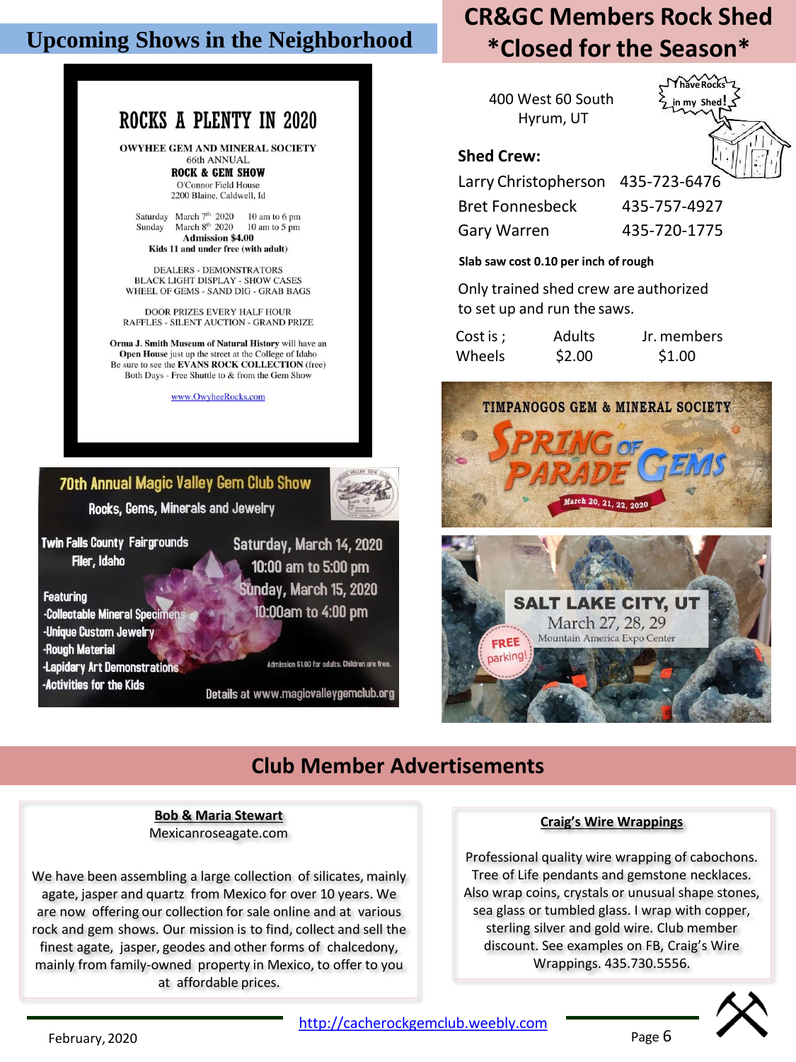## Upcoming Shows in the Neighborhood

### ROCKS A PLENTY IN 2020

**OWYHEE GEM AND MINERAL SOCIETY**
66th ANNUAL
**ROCK & GEM SHOW**
O'Connor Field House
2200 Blaine, Caldwell, Id

Saturday March 7th 2020 10 am to 6 pm
Sunday March 8th 2020 10 am to 5 pm
**Admission $4.00**
**Kids 11 and under free (with adult)**

DEALERS - DEMONSTRATORS
BLACK LIGHT DISPLAY - SHOW CASES
WHEEL OF GEMS - SAND DIG - GRAB BAGS

DOOR PRIZES EVERY HALF HOUR
RAFFLES - SILENT AUCTION - GRAND PRIZE

**Orma J. Smith Museum of Natural History** will have an **Open House** just up the street at the College of Idaho
Be sure to see the **EVANS ROCK COLLECTION** (free)
Both Days - Free Shuttle to & from the Gem Show

www.OwyheeRocks.com

### 70th Annual Magic Valley Gem Club Show

Rocks, Gems, Minerals and Jewelry

Twin Falls County Fairgrounds
Filer, Idaho

Saturday, March 14, 2020
10:00 am to 5:00 pm
Sunday, March 15, 2020
10:00am to 4:00 pm

Featuring
- Collectable Mineral Specimens
- Unique Custom Jewelry
- Rough Material
- Lapidary Art Demonstrations
- Activities for the Kids

Admission $1.00 for adults. Children are free.

Details at www.magicvalleygemclub.org

## CR&GC Members Rock Shed *Closed for the Season*

400 West 60 South
Hyrum, UT

I have Rocks in my Shed!

**Shed Crew:**

| | |
|---|---|
| Larry Christopherson | 435-723-6476 |
| Bret Fonnesbeck | 435-757-4927 |
| Gary Warren | 435-720-1775 |

**Slab saw cost 0.10 per inch of rough**

Only trained shed crew are authorized to set up and run the saws.

| Cost is ; | Adults | Jr. members |
|---|---|---|
| Wheels | $2.00 | $1.00 |

### TIMPANOGOS GEM & MINERAL SOCIETY

SPRING OF PARADE GEMS

March 20, 21, 22, 2020

### SALT LAKE CITY, UT

March 27, 28, 29
Mountain America Expo Center

FREE parking!

## Club Member Advertisements

**Bob & Maria Stewart**
Mexicanroseagate.com

We have been assembling a large collection of silicates, mainly agate, jasper and quartz from Mexico for over 10 years. We are now offering our collection for sale online and at various rock and gem shows. Our mission is to find, collect and sell the finest agate, jasper, geodes and other forms of chalcedony, mainly from family-owned property in Mexico, to offer to you at affordable prices.

**Craig's Wire Wrappings**

Professional quality wire wrapping of cabochons. Tree of Life pendants and gemstone necklaces. Also wrap coins, crystals or unusual shape stones, sea glass or tumbled glass. I wrap with copper, sterling silver and gold wire. Club member discount. See examples on FB, Craig's Wire Wrappings. 435.730.5556.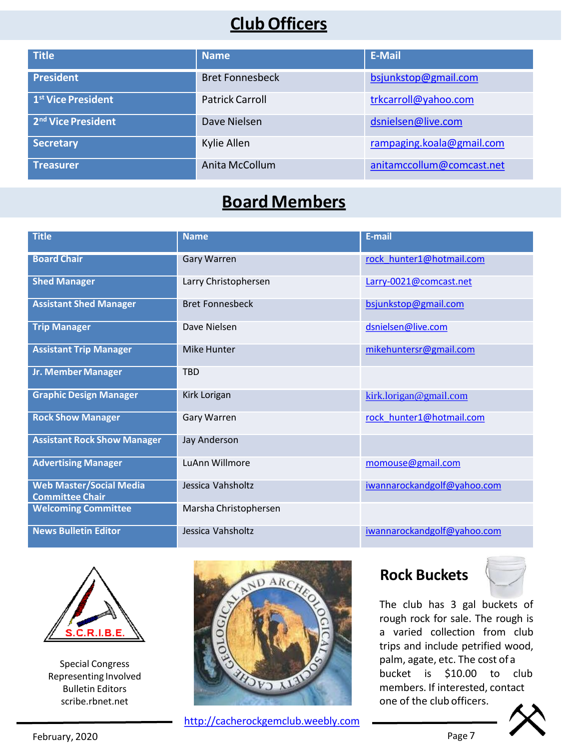## Club Officers

| Title | Name | E-Mail |
|---|---|---|
| President | Bret Fonnesbeck | bsjunkstop@gmail.com |
| 1st Vice President | Patrick Carroll | trkcarroll@yahoo.com |
| 2nd Vice President | Dave Nielsen | dsnielsen@live.com |
| Secretary | Kylie Allen | rampaging.koala@gmail.com |
| Treasurer | Anita McCollum | anitamccollum@comcast.net |

## Board Members

| Title | Name | E-mail |
|---|---|---|
| Board Chair | Gary Warren | rock_hunter1@hotmail.com |
| Shed Manager | Larry Christophersen | Larry-0021@comcast.net |
| Assistant Shed Manager | Bret Fonnesbeck | bsjunkstop@gmail.com |
| Trip Manager | Dave Nielsen | dsnielsen@live.com |
| Assistant Trip Manager | Mike Hunter | mikehuntersr@gmail.com |
| Jr. Member Manager | TBD | |
| Graphic Design Manager | Kirk Lorigan | kirk.lorigan@gmail.com |
| Rock Show Manager | Gary Warren | rock_hunter1@hotmail.com |
| Assistant Rock Show Manager | Jay Anderson | |
| Advertising Manager | LuAnn Willmore | momouse@gmail.com |
| Web Master/Social Media Committee Chair | Jessica Vahsholtz | iwannarockandgolf@yahoo.com |
| Welcoming Committee | Marsha Christophersen | |
| News Bulletin Editor | Jessica Vahsholtz | iwannarockandgolf@yahoo.com |

S.C.R.I.B.E.

Special Congress Representing Involved Bulletin Editors
scribe.rbnet.net

http://cacherockgemclub.weebly.com

### Rock Buckets

The club has 3 gal buckets of rough rock for sale. The rough is a varied collection from club trips and include petrified wood, palm, agate, etc. The cost of a bucket is $10.00 to club members. If interested, contact one of the club officers.

February, 2020